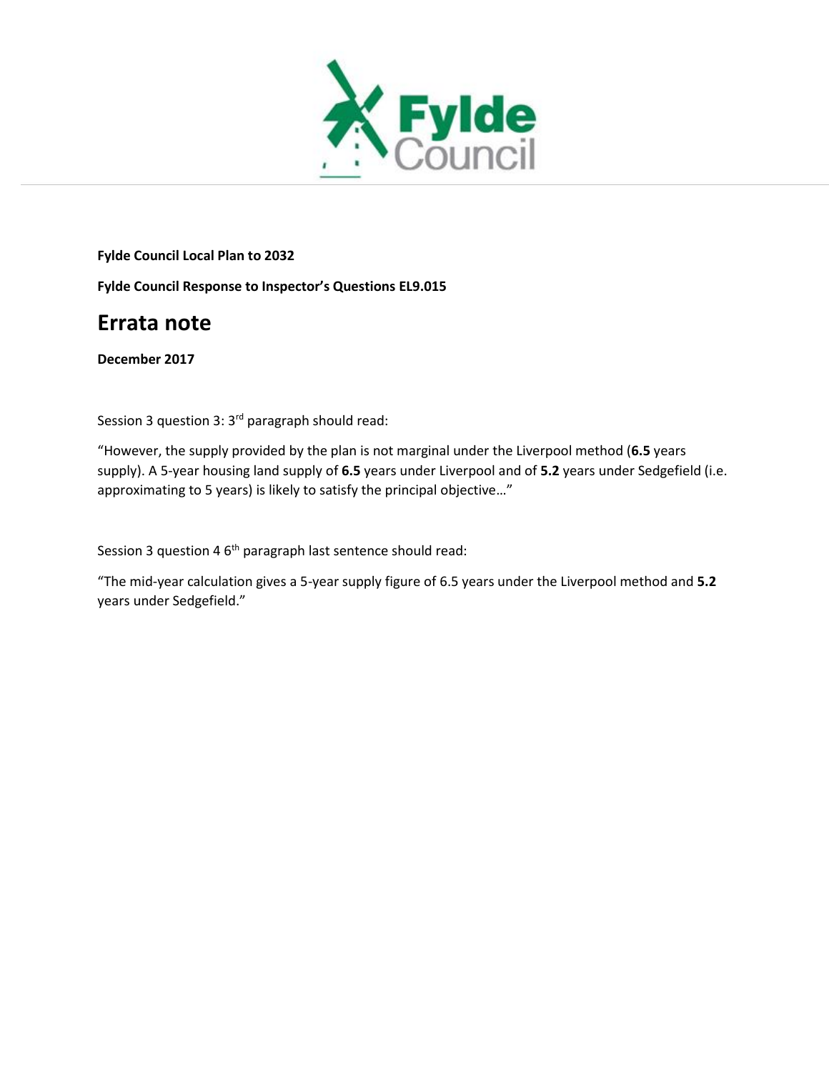**Fylde Council Local Plan to 2032**

**Fylde Council Response to Inspector's Questions EL9.015**

# Errata note

**December 2017**

Session 3 question 3: 3rd paragraph should read:

"However, the supply provided by the plan is not marginal under the Liverpool method (**6.5** years supply). A 5-year housing land supply of **6.5** years under Liverpool and of **5.2** years under Sedgefield (i.e. approximating to 5 years) is likely to satisfy the principal objective…"

Session 3 question 4 6th paragraph last sentence should read:

"The mid-year calculation gives a 5-year supply figure of 6.5 years under the Liverpool method and **5.2** years under Sedgefield."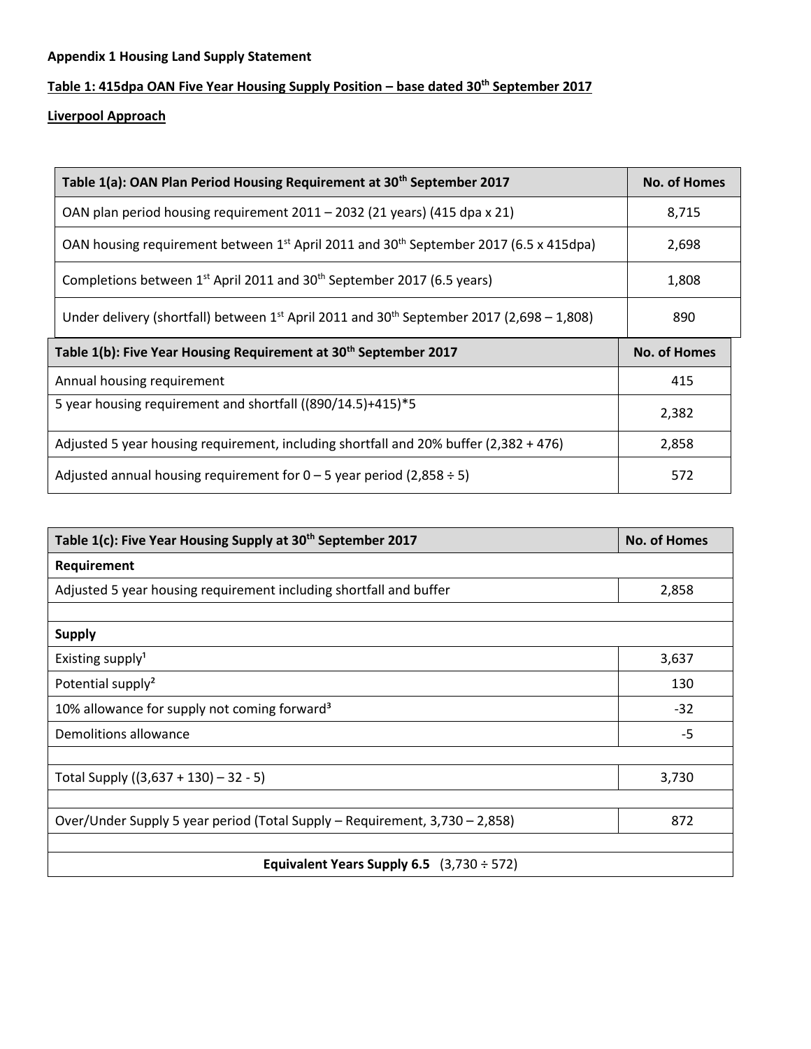**Appendix 1 Housing Land Supply Statement**

**Table 1: 415dpa OAN Five Year Housing Supply Position – base dated 30th September 2017**

**Liverpool Approach**

| Table 1(a): OAN Plan Period Housing Requirement at 30th September 2017 | No. of Homes |
|---|---|
| OAN plan period housing requirement 2011 – 2032 (21 years) (415 dpa x 21) | 8,715 |
| OAN housing requirement between 1st April 2011 and 30th September 2017 (6.5 x 415dpa) | 2,698 |
| Completions between 1st April 2011 and 30th September 2017 (6.5 years) | 1,808 |
| Under delivery (shortfall) between 1st April 2011 and 30th September 2017 (2,698 – 1,808) | 890 |

| Table 1(b): Five Year Housing Requirement at 30th September 2017 | No. of Homes |
|---|---|
| Annual housing requirement | 415 |
| 5 year housing requirement and shortfall ((890/14.5)+415)*5 | 2,382 |
| Adjusted 5 year housing requirement, including shortfall and 20% buffer (2,382 + 476) | 2,858 |
| Adjusted annual housing requirement for 0 – 5 year period (2,858 ÷ 5) | 572 |

| Table 1(c): Five Year Housing Supply at 30th September 2017 | No. of Homes |
|---|---|
| **Requirement** | |
| Adjusted 5 year housing requirement including shortfall and buffer | 2,858 |
| | |
| **Supply** | |
| Existing supply[1] | 3,637 |
| Potential supply[2] | 130 |
| 10% allowance for supply not coming forward[3] | -32 |
| Demolitions allowance | -5 |
| | |
| Total Supply ((3,637 + 130) – 32 - 5) | 3,730 |
| | |
| Over/Under Supply 5 year period (Total Supply – Requirement, 3,730 – 2,858) | 872 |
| | |
| **Equivalent Years Supply 6.5** (3,730 ÷ 572) | |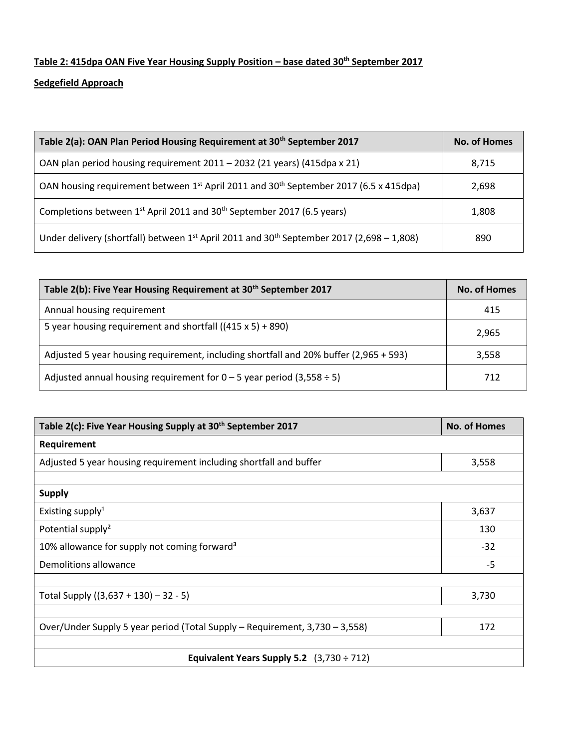**Table 2: 415dpa OAN Five Year Housing Supply Position – base dated 30th September 2017**

**Sedgefield Approach**

| Table 2(a): OAN Plan Period Housing Requirement at 30th September 2017 | No. of Homes |
|---|---|
| OAN plan period housing requirement 2011 – 2032 (21 years) (415dpa x 21) | 8,715 |
| OAN housing requirement between 1st April 2011 and 30th September 2017 (6.5 x 415dpa) | 2,698 |
| Completions between 1st April 2011 and 30th September 2017 (6.5 years) | 1,808 |
| Under delivery (shortfall) between 1st April 2011 and 30th September 2017 (2,698 – 1,808) | 890 |

| Table 2(b): Five Year Housing Requirement at 30th September 2017 | No. of Homes |
|---|---|
| Annual housing requirement | 415 |
| 5 year housing requirement and shortfall ((415 x 5) + 890) | 2,965 |
| Adjusted 5 year housing requirement, including shortfall and 20% buffer (2,965 + 593) | 3,558 |
| Adjusted annual housing requirement for 0 – 5 year period (3,558 ÷ 5) | 712 |

| Table 2(c): Five Year Housing Supply at 30th September 2017 | No. of Homes |
|---|---|
| **Requirement** | |
| Adjusted 5 year housing requirement including shortfall and buffer | 3,558 |
| | |
| **Supply** | |
| Existing supply[1] | 3,637 |
| Potential supply[2] | 130 |
| 10% allowance for supply not coming forward[3] | -32 |
| Demolitions allowance | -5 |
| | |
| Total Supply ((3,637 + 130) – 32 - 5) | 3,730 |
| | |
| Over/Under Supply 5 year period (Total Supply – Requirement, 3,730 – 3,558) | 172 |
| | |
| **Equivalent Years Supply 5.2** (3,730 ÷ 712) | |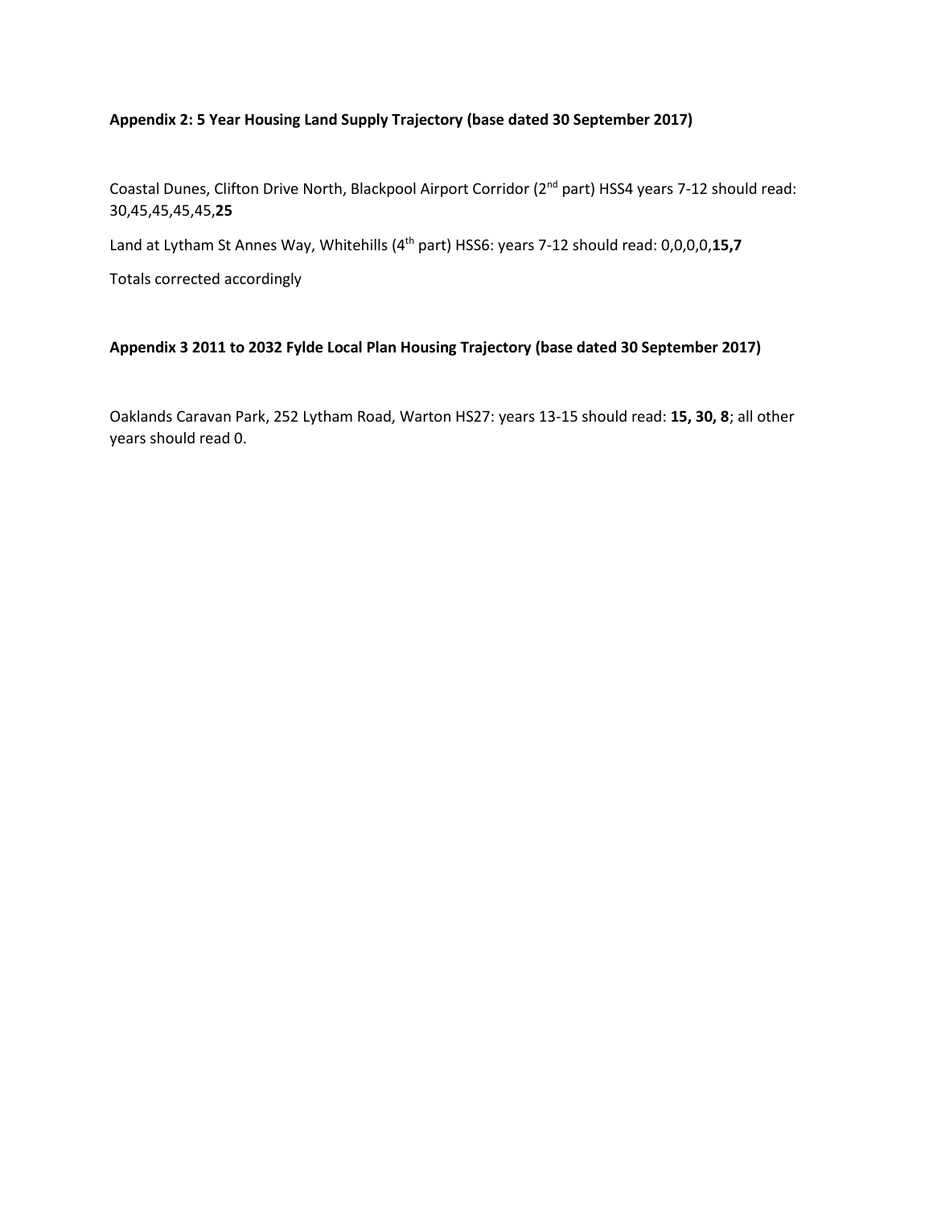**Appendix 2: 5 Year Housing Land Supply Trajectory (base dated 30 September 2017)**

Coastal Dunes, Clifton Drive North, Blackpool Airport Corridor (2nd part) HSS4 years 7-12 should read: 30,45,45,45,45,**25**

Land at Lytham St Annes Way, Whitehills (4th part) HSS6: years 7-12 should read: 0,0,0,0,**15,7**

Totals corrected accordingly

**Appendix 3 2011 to 2032 Fylde Local Plan Housing Trajectory (base dated 30 September 2017)**

Oaklands Caravan Park, 252 Lytham Road, Warton HS27: years 13-15 should read: **15, 30, 8**; all other years should read 0.